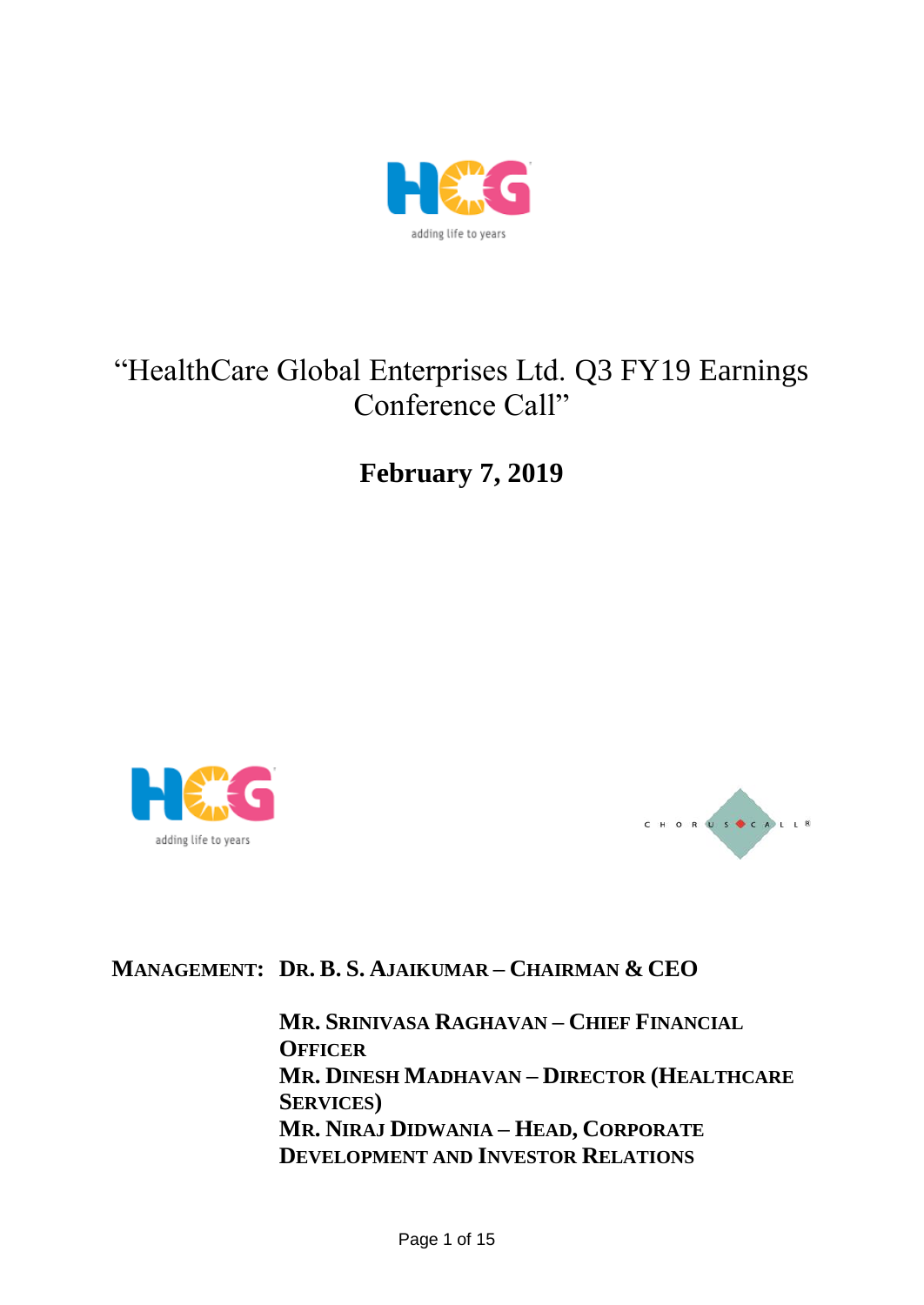# "HealthCare Global Enterprises Ltd. Q3 FY19 Earnings Conference Call"

**February 7, 2019**

**MANAGEMENT: DR. B. S. AJAIKUMAR – CHAIRMAN & CEO**

**MR. SRINIVASA RAGHAVAN – CHIEF FINANCIAL OFFICER**

**MR. DINESH MADHAVAN – DIRECTOR (HEALTHCARE SERVICES)**

**MR. NIRAJ DIDWANIA – HEAD, CORPORATE DEVELOPMENT AND INVESTOR RELATIONS**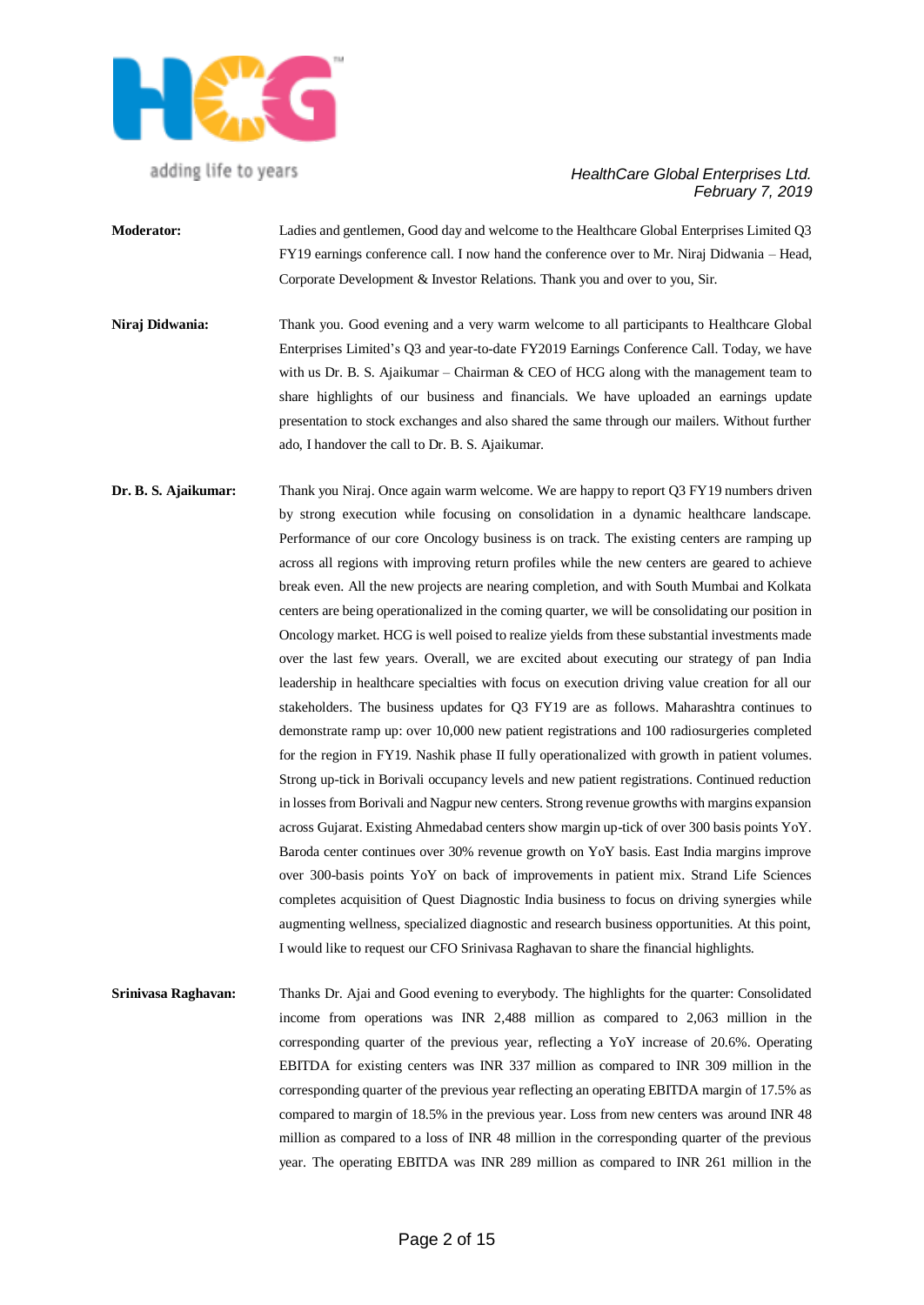**Moderator:** Ladies and gentlemen, Good day and welcome to the Healthcare Global Enterprises Limited Q3 FY19 earnings conference call. I now hand the conference over to Mr. Niraj Didwania – Head, Corporate Development & Investor Relations. Thank you and over to you, Sir.

**Niraj Didwania:** Thank you. Good evening and a very warm welcome to all participants to Healthcare Global Enterprises Limited's Q3 and year-to-date FY2019 Earnings Conference Call. Today, we have with us Dr. B. S. Ajaikumar – Chairman & CEO of HCG along with the management team to share highlights of our business and financials. We have uploaded an earnings update presentation to stock exchanges and also shared the same through our mailers. Without further ado, I handover the call to Dr. B. S. Ajaikumar.

**Dr. B. S. Ajaikumar:** Thank you Niraj. Once again warm welcome. We are happy to report Q3 FY19 numbers driven by strong execution while focusing on consolidation in a dynamic healthcare landscape. Performance of our core Oncology business is on track. The existing centers are ramping up across all regions with improving return profiles while the new centers are geared to achieve break even. All the new projects are nearing completion, and with South Mumbai and Kolkata centers are being operationalized in the coming quarter, we will be consolidating our position in Oncology market. HCG is well poised to realize yields from these substantial investments made over the last few years. Overall, we are excited about executing our strategy of pan India leadership in healthcare specialties with focus on execution driving value creation for all our stakeholders. The business updates for Q3 FY19 are as follows. Maharashtra continues to demonstrate ramp up: over 10,000 new patient registrations and 100 radiosurgeries completed for the region in FY19. Nashik phase II fully operationalized with growth in patient volumes. Strong up-tick in Borivali occupancy levels and new patient registrations. Continued reduction in losses from Borivali and Nagpur new centers. Strong revenue growths with margins expansion across Gujarat. Existing Ahmedabad centers show margin up-tick of over 300 basis points YoY. Baroda center continues over 30% revenue growth on YoY basis. East India margins improve over 300-basis points YoY on back of improvements in patient mix. Strand Life Sciences completes acquisition of Quest Diagnostic India business to focus on driving synergies while augmenting wellness, specialized diagnostic and research business opportunities. At this point, I would like to request our CFO Srinivasa Raghavan to share the financial highlights.

**Srinivasa Raghavan:** Thanks Dr. Ajai and Good evening to everybody. The highlights for the quarter: Consolidated income from operations was INR 2,488 million as compared to 2,063 million in the corresponding quarter of the previous year, reflecting a YoY increase of 20.6%. Operating EBITDA for existing centers was INR 337 million as compared to INR 309 million in the corresponding quarter of the previous year reflecting an operating EBITDA margin of 17.5% as compared to margin of 18.5% in the previous year. Loss from new centers was around INR 48 million as compared to a loss of INR 48 million in the corresponding quarter of the previous year. The operating EBITDA was INR 289 million as compared to INR 261 million in the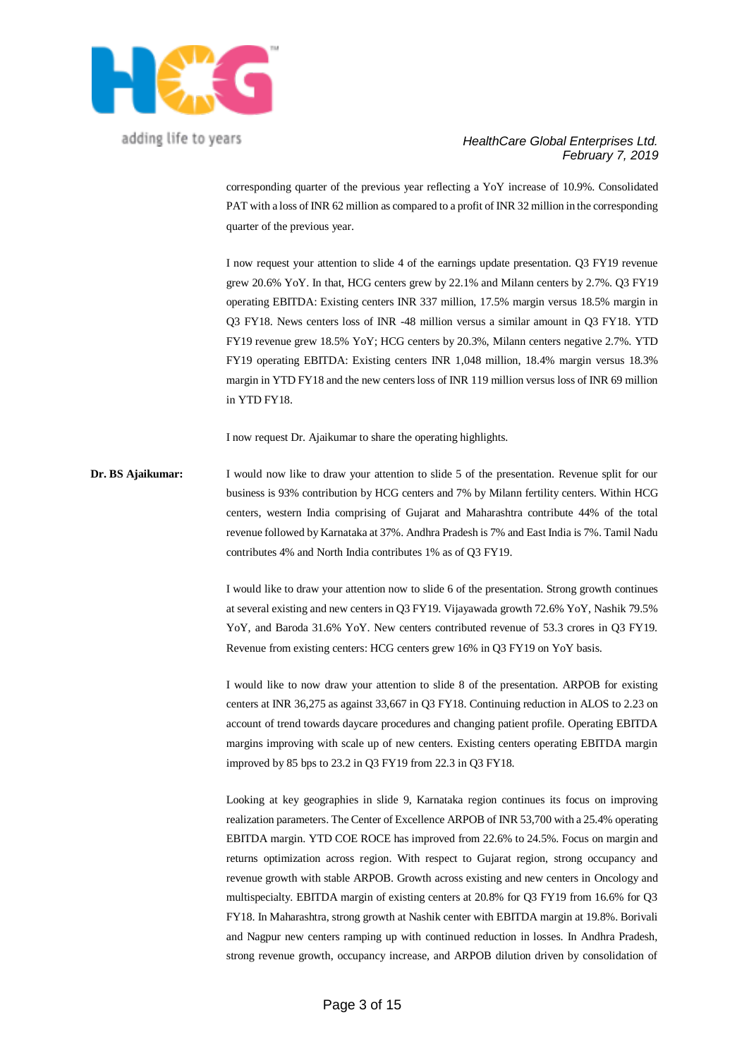corresponding quarter of the previous year reflecting a YoY increase of 10.9%. Consolidated PAT with a loss of INR 62 million as compared to a profit of INR 32 million in the corresponding quarter of the previous year.

I now request your attention to slide 4 of the earnings update presentation. Q3 FY19 revenue grew 20.6% YoY. In that, HCG centers grew by 22.1% and Milann centers by 2.7%. Q3 FY19 operating EBITDA: Existing centers INR 337 million, 17.5% margin versus 18.5% margin in Q3 FY18. News centers loss of INR -48 million versus a similar amount in Q3 FY18. YTD FY19 revenue grew 18.5% YoY; HCG centers by 20.3%, Milann centers negative 2.7%. YTD FY19 operating EBITDA: Existing centers INR 1,048 million, 18.4% margin versus 18.3% margin in YTD FY18 and the new centers loss of INR 119 million versus loss of INR 69 million in YTD FY18.

I now request Dr. Ajaikumar to share the operating highlights.

**Dr. BS Ajaikumar:** I would now like to draw your attention to slide 5 of the presentation. Revenue split for our business is 93% contribution by HCG centers and 7% by Milann fertility centers. Within HCG centers, western India comprising of Gujarat and Maharashtra contribute 44% of the total revenue followed by Karnataka at 37%. Andhra Pradesh is 7% and East India is 7%. Tamil Nadu contributes 4% and North India contributes 1% as of Q3 FY19.

I would like to draw your attention now to slide 6 of the presentation. Strong growth continues at several existing and new centers in Q3 FY19. Vijayawada growth 72.6% YoY, Nashik 79.5% YoY, and Baroda 31.6% YoY. New centers contributed revenue of 53.3 crores in Q3 FY19. Revenue from existing centers: HCG centers grew 16% in Q3 FY19 on YoY basis.

I would like to now draw your attention to slide 8 of the presentation. ARPOB for existing centers at INR 36,275 as against 33,667 in Q3 FY18. Continuing reduction in ALOS to 2.23 on account of trend towards daycare procedures and changing patient profile. Operating EBITDA margins improving with scale up of new centers. Existing centers operating EBITDA margin improved by 85 bps to 23.2 in Q3 FY19 from 22.3 in Q3 FY18.

Looking at key geographies in slide 9, Karnataka region continues its focus on improving realization parameters. The Center of Excellence ARPOB of INR 53,700 with a 25.4% operating EBITDA margin. YTD COE ROCE has improved from 22.6% to 24.5%. Focus on margin and returns optimization across region. With respect to Gujarat region, strong occupancy and revenue growth with stable ARPOB. Growth across existing and new centers in Oncology and multispecialty. EBITDA margin of existing centers at 20.8% for Q3 FY19 from 16.6% for Q3 FY18. In Maharashtra, strong growth at Nashik center with EBITDA margin at 19.8%. Borivali and Nagpur new centers ramping up with continued reduction in losses. In Andhra Pradesh, strong revenue growth, occupancy increase, and ARPOB dilution driven by consolidation of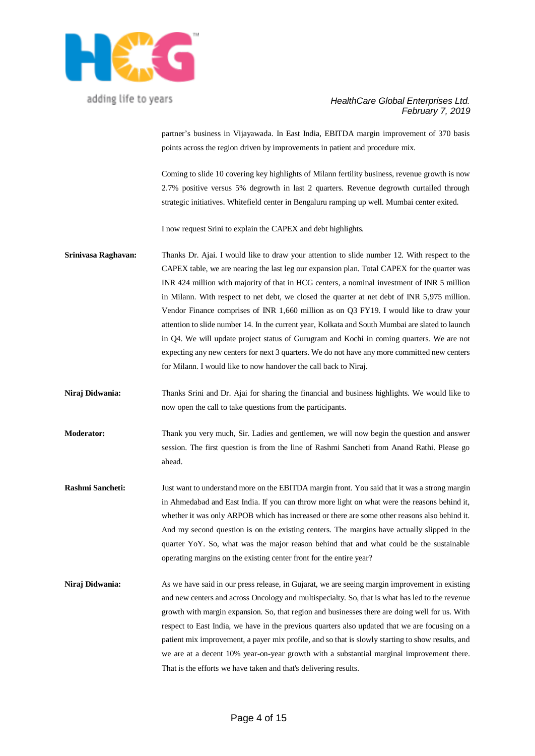partner's business in Vijayawada. In East India, EBITDA margin improvement of 370 basis points across the region driven by improvements in patient and procedure mix.

Coming to slide 10 covering key highlights of Milann fertility business, revenue growth is now 2.7% positive versus 5% degrowth in last 2 quarters. Revenue degrowth curtailed through strategic initiatives. Whitefield center in Bengaluru ramping up well. Mumbai center exited.

I now request Srini to explain the CAPEX and debt highlights.

**Srinivasa Raghavan:** Thanks Dr. Ajai. I would like to draw your attention to slide number 12. With respect to the CAPEX table, we are nearing the last leg our expansion plan. Total CAPEX for the quarter was INR 424 million with majority of that in HCG centers, a nominal investment of INR 5 million in Milann. With respect to net debt, we closed the quarter at net debt of INR 5,975 million. Vendor Finance comprises of INR 1,660 million as on Q3 FY19. I would like to draw your attention to slide number 14. In the current year, Kolkata and South Mumbai are slated to launch in Q4. We will update project status of Gurugram and Kochi in coming quarters. We are not expecting any new centers for next 3 quarters. We do not have any more committed new centers for Milann. I would like to now handover the call back to Niraj.

**Niraj Didwania:** Thanks Srini and Dr. Ajai for sharing the financial and business highlights. We would like to now open the call to take questions from the participants.

**Moderator:** Thank you very much, Sir. Ladies and gentlemen, we will now begin the question and answer session. The first question is from the line of Rashmi Sancheti from Anand Rathi. Please go ahead.

**Rashmi Sancheti:** Just want to understand more on the EBITDA margin front. You said that it was a strong margin in Ahmedabad and East India. If you can throw more light on what were the reasons behind it, whether it was only ARPOB which has increased or there are some other reasons also behind it. And my second question is on the existing centers. The margins have actually slipped in the quarter YoY. So, what was the major reason behind that and what could be the sustainable operating margins on the existing center front for the entire year?

**Niraj Didwania:** As we have said in our press release, in Gujarat, we are seeing margin improvement in existing and new centers and across Oncology and multispecialty. So, that is what has led to the revenue growth with margin expansion. So, that region and businesses there are doing well for us. With respect to East India, we have in the previous quarters also updated that we are focusing on a patient mix improvement, a payer mix profile, and so that is slowly starting to show results, and we are at a decent 10% year-on-year growth with a substantial marginal improvement there. That is the efforts we have taken and that's delivering results.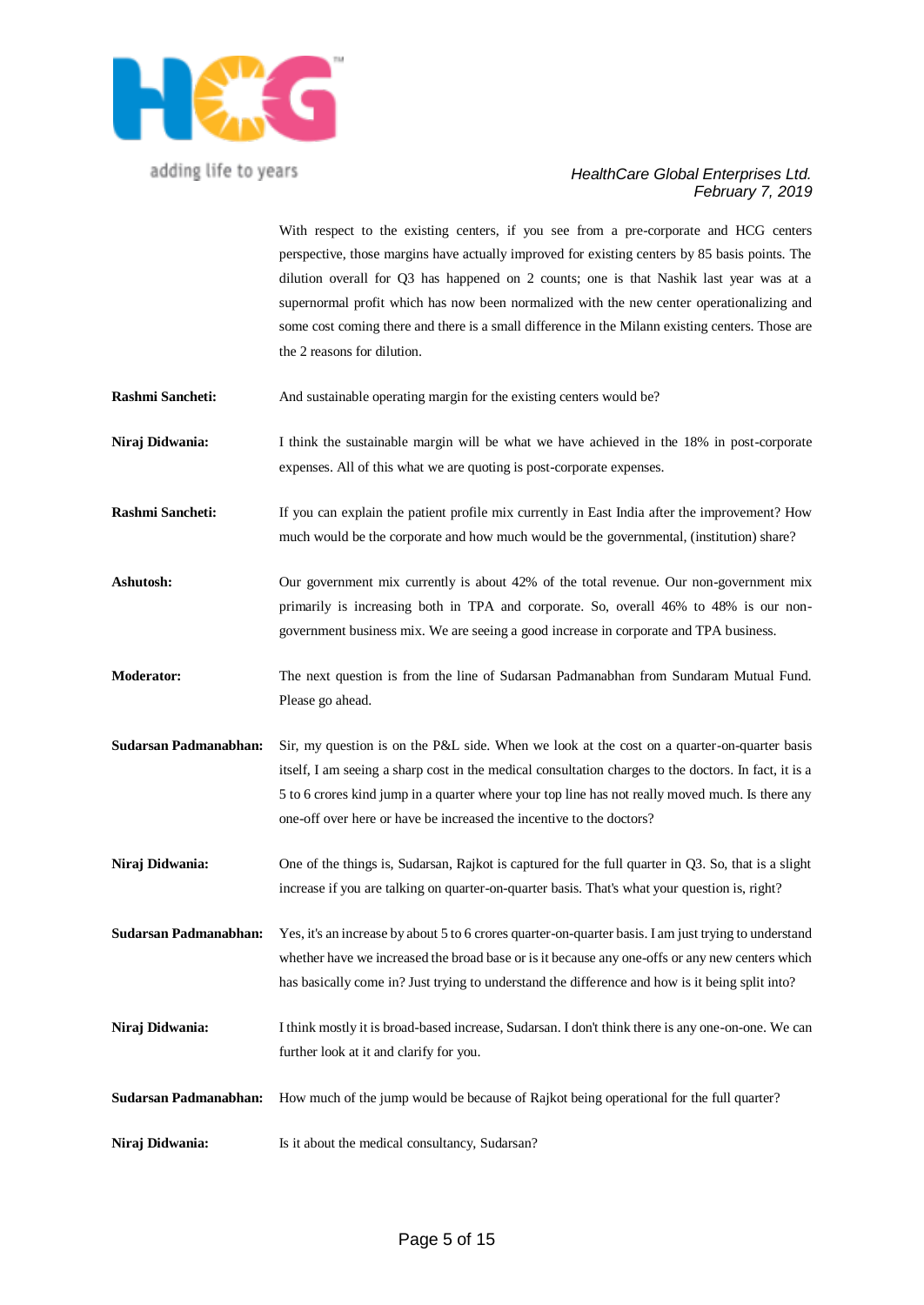With respect to the existing centers, if you see from a pre-corporate and HCG centers perspective, those margins have actually improved for existing centers by 85 basis points. The dilution overall for Q3 has happened on 2 counts; one is that Nashik last year was at a supernormal profit which has now been normalized with the new center operationalizing and some cost coming there and there is a small difference in the Milann existing centers. Those are the 2 reasons for dilution.

**Rashmi Sancheti:** And sustainable operating margin for the existing centers would be?

**Niraj Didwania:** I think the sustainable margin will be what we have achieved in the 18% in post-corporate expenses. All of this what we are quoting is post-corporate expenses.

**Rashmi Sancheti:** If you can explain the patient profile mix currently in East India after the improvement? How much would be the corporate and how much would be the governmental, (institution) share?

**Ashutosh:** Our government mix currently is about 42% of the total revenue. Our non-government mix primarily is increasing both in TPA and corporate. So, overall 46% to 48% is our non-government business mix. We are seeing a good increase in corporate and TPA business.

**Moderator:** The next question is from the line of Sudarsan Padmanabhan from Sundaram Mutual Fund. Please go ahead.

**Sudarsan Padmanabhan:** Sir, my question is on the P&L side. When we look at the cost on a quarter-on-quarter basis itself, I am seeing a sharp cost in the medical consultation charges to the doctors. In fact, it is a 5 to 6 crores kind jump in a quarter where your top line has not really moved much. Is there any one-off over here or have be increased the incentive to the doctors?

**Niraj Didwania:** One of the things is, Sudarsan, Rajkot is captured for the full quarter in Q3. So, that is a slight increase if you are talking on quarter-on-quarter basis. That's what your question is, right?

**Sudarsan Padmanabhan:** Yes, it's an increase by about 5 to 6 crores quarter-on-quarter basis. I am just trying to understand whether have we increased the broad base or is it because any one-offs or any new centers which has basically come in? Just trying to understand the difference and how is it being split into?

**Niraj Didwania:** I think mostly it is broad-based increase, Sudarsan. I don't think there is any one-on-one. We can further look at it and clarify for you.

**Sudarsan Padmanabhan:** How much of the jump would be because of Rajkot being operational for the full quarter?

**Niraj Didwania:** Is it about the medical consultancy, Sudarsan?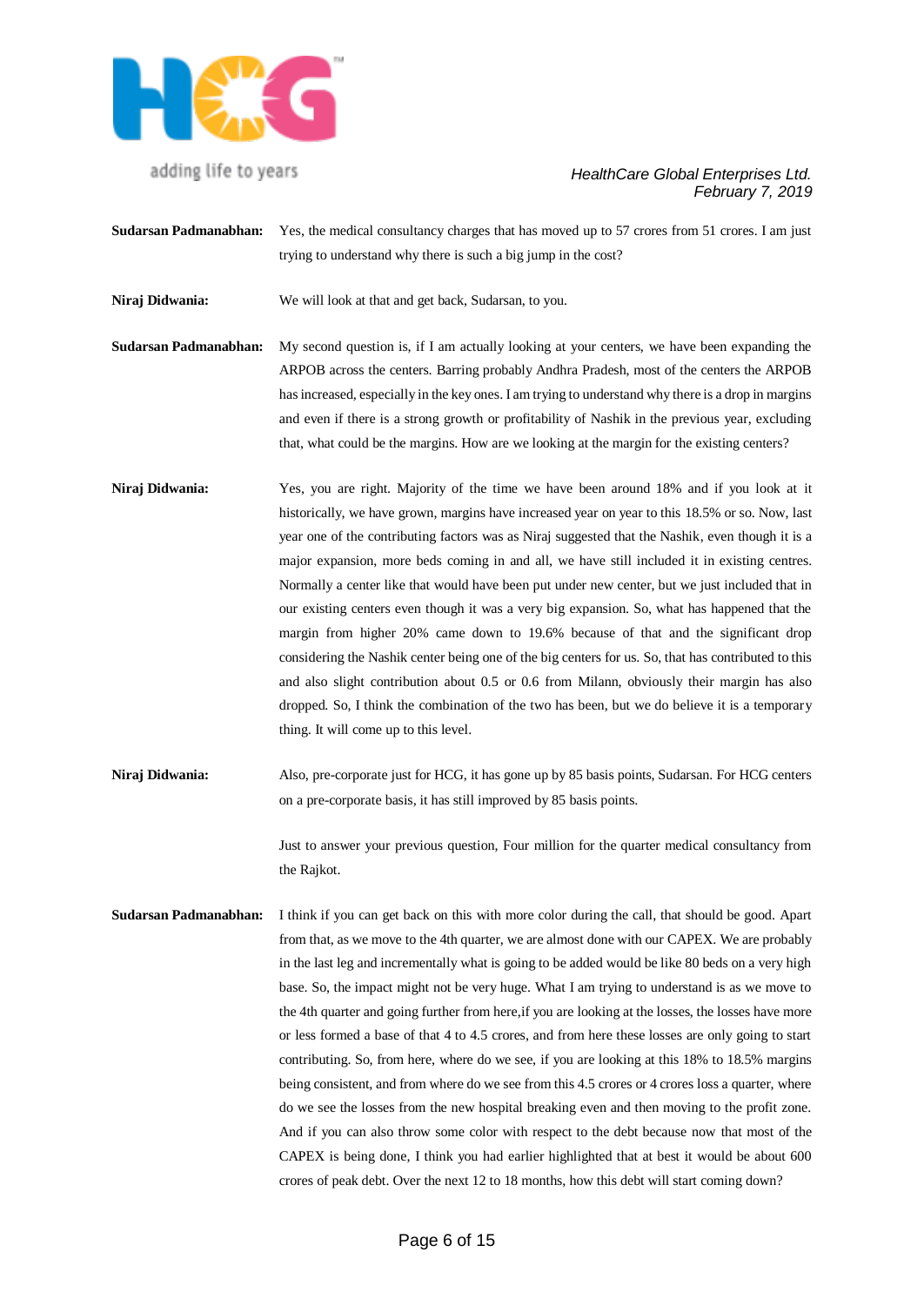**Sudarsan Padmanabhan:** Yes, the medical consultancy charges that has moved up to 57 crores from 51 crores. I am just trying to understand why there is such a big jump in the cost?

**Niraj Didwania:** We will look at that and get back, Sudarsan, to you.

**Sudarsan Padmanabhan:** My second question is, if I am actually looking at your centers, we have been expanding the ARPOB across the centers. Barring probably Andhra Pradesh, most of the centers the ARPOB has increased, especially in the key ones. I am trying to understand why there is a drop in margins and even if there is a strong growth or profitability of Nashik in the previous year, excluding that, what could be the margins. How are we looking at the margin for the existing centers?

**Niraj Didwania:** Yes, you are right. Majority of the time we have been around 18% and if you look at it historically, we have grown, margins have increased year on year to this 18.5% or so. Now, last year one of the contributing factors was as Niraj suggested that the Nashik, even though it is a major expansion, more beds coming in and all, we have still included it in existing centres. Normally a center like that would have been put under new center, but we just included that in our existing centers even though it was a very big expansion. So, what has happened that the margin from higher 20% came down to 19.6% because of that and the significant drop considering the Nashik center being one of the big centers for us. So, that has contributed to this and also slight contribution about 0.5 or 0.6 from Milann, obviously their margin has also dropped. So, I think the combination of the two has been, but we do believe it is a temporary thing. It will come up to this level.

**Niraj Didwania:** Also, pre-corporate just for HCG, it has gone up by 85 basis points, Sudarsan. For HCG centers on a pre-corporate basis, it has still improved by 85 basis points.

Just to answer your previous question, Four million for the quarter medical consultancy from the Rajkot.

**Sudarsan Padmanabhan:** I think if you can get back on this with more color during the call, that should be good. Apart from that, as we move to the 4th quarter, we are almost done with our CAPEX. We are probably in the last leg and incrementally what is going to be added would be like 80 beds on a very high base. So, the impact might not be very huge. What I am trying to understand is as we move to the 4th quarter and going further from here,if you are looking at the losses, the losses have more or less formed a base of that 4 to 4.5 crores, and from here these losses are only going to start contributing. So, from here, where do we see, if you are looking at this 18% to 18.5% margins being consistent, and from where do we see from this 4.5 crores or 4 crores loss a quarter, where do we see the losses from the new hospital breaking even and then moving to the profit zone. And if you can also throw some color with respect to the debt because now that most of the CAPEX is being done, I think you had earlier highlighted that at best it would be about 600 crores of peak debt. Over the next 12 to 18 months, how this debt will start coming down?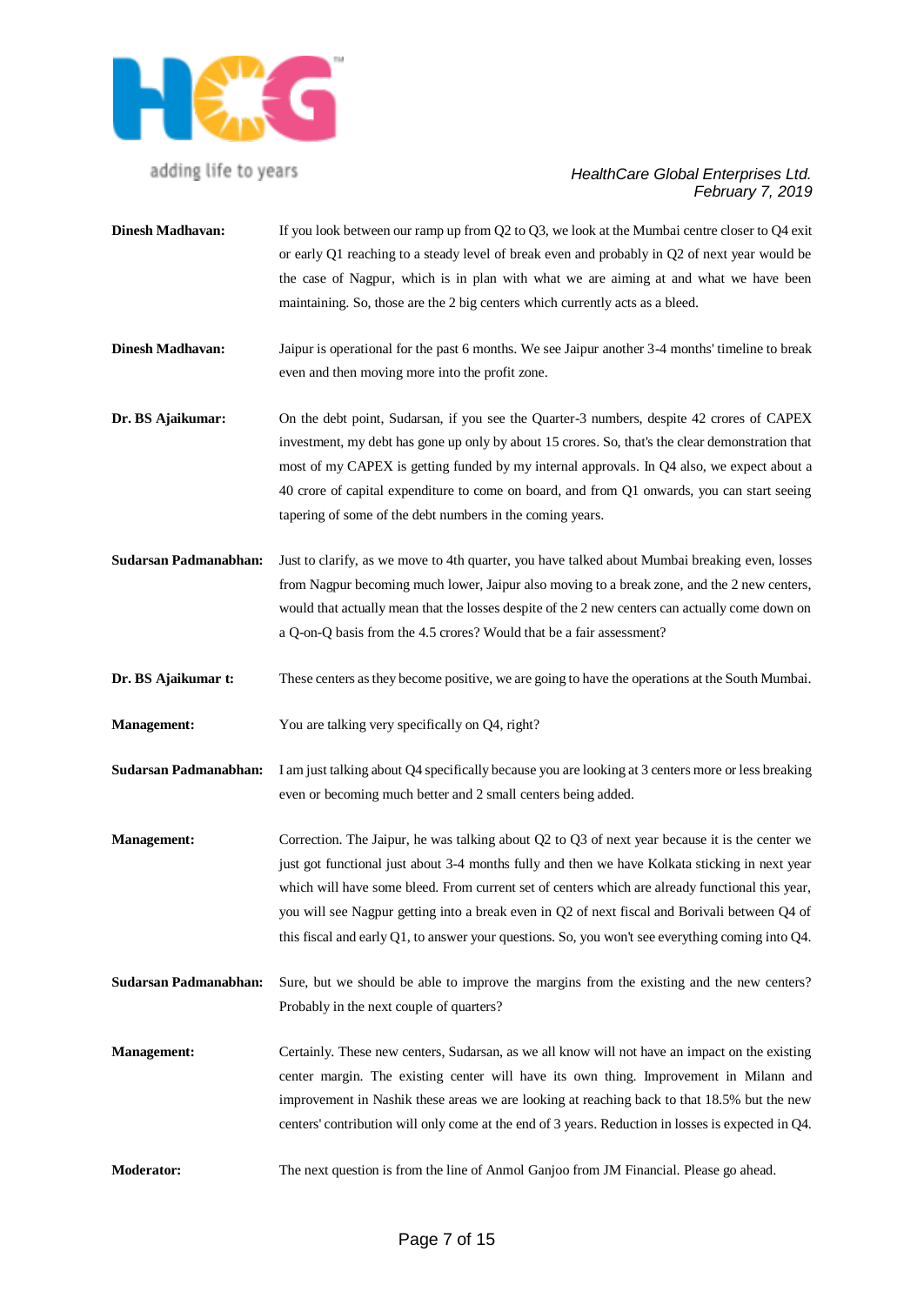**Dinesh Madhavan:** If you look between our ramp up from Q2 to Q3, we look at the Mumbai centre closer to Q4 exit or early Q1 reaching to a steady level of break even and probably in Q2 of next year would be the case of Nagpur, which is in plan with what we are aiming at and what we have been maintaining. So, those are the 2 big centers which currently acts as a bleed.

**Dinesh Madhavan:** Jaipur is operational for the past 6 months. We see Jaipur another 3-4 months' timeline to break even and then moving more into the profit zone.

**Dr. BS Ajaikumar:** On the debt point, Sudarsan, if you see the Quarter-3 numbers, despite 42 crores of CAPEX investment, my debt has gone up only by about 15 crores. So, that's the clear demonstration that most of my CAPEX is getting funded by my internal approvals. In Q4 also, we expect about a 40 crore of capital expenditure to come on board, and from Q1 onwards, you can start seeing tapering of some of the debt numbers in the coming years.

**Sudarsan Padmanabhan:** Just to clarify, as we move to 4th quarter, you have talked about Mumbai breaking even, losses from Nagpur becoming much lower, Jaipur also moving to a break zone, and the 2 new centers, would that actually mean that the losses despite of the 2 new centers can actually come down on a Q-on-Q basis from the 4.5 crores? Would that be a fair assessment?

**Dr. BS Ajaikumar t:** These centers as they become positive, we are going to have the operations at the South Mumbai.

**Management:** You are talking very specifically on Q4, right?

**Sudarsan Padmanabhan:** I am just talking about Q4 specifically because you are looking at 3 centers more or less breaking even or becoming much better and 2 small centers being added.

**Management:** Correction. The Jaipur, he was talking about Q2 to Q3 of next year because it is the center we just got functional just about 3-4 months fully and then we have Kolkata sticking in next year which will have some bleed. From current set of centers which are already functional this year, you will see Nagpur getting into a break even in Q2 of next fiscal and Borivali between Q4 of this fiscal and early Q1, to answer your questions. So, you won't see everything coming into Q4.

**Sudarsan Padmanabhan:** Sure, but we should be able to improve the margins from the existing and the new centers? Probably in the next couple of quarters?

**Management:** Certainly. These new centers, Sudarsan, as we all know will not have an impact on the existing center margin. The existing center will have its own thing. Improvement in Milann and improvement in Nashik these areas we are looking at reaching back to that 18.5% but the new centers' contribution will only come at the end of 3 years. Reduction in losses is expected in Q4.

**Moderator:** The next question is from the line of Anmol Ganjoo from JM Financial. Please go ahead.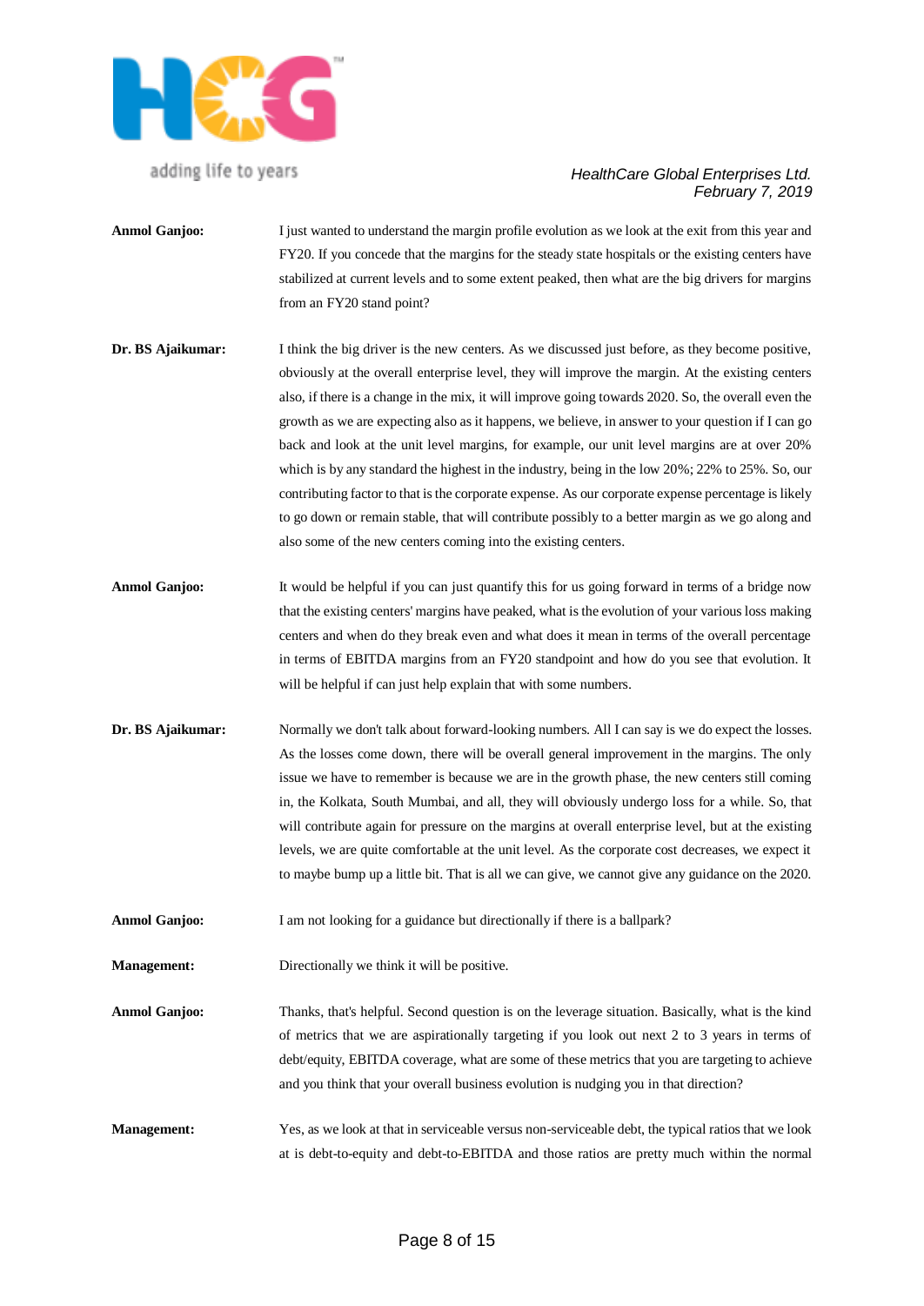**Anmol Ganjoo:** I just wanted to understand the margin profile evolution as we look at the exit from this year and FY20. If you concede that the margins for the steady state hospitals or the existing centers have stabilized at current levels and to some extent peaked, then what are the big drivers for margins from an FY20 stand point?

**Dr. BS Ajaikumar:** I think the big driver is the new centers. As we discussed just before, as they become positive, obviously at the overall enterprise level, they will improve the margin. At the existing centers also, if there is a change in the mix, it will improve going towards 2020. So, the overall even the growth as we are expecting also as it happens, we believe, in answer to your question if I can go back and look at the unit level margins, for example, our unit level margins are at over 20% which is by any standard the highest in the industry, being in the low 20%; 22% to 25%. So, our contributing factor to that is the corporate expense. As our corporate expense percentage is likely to go down or remain stable, that will contribute possibly to a better margin as we go along and also some of the new centers coming into the existing centers.

**Anmol Ganjoo:** It would be helpful if you can just quantify this for us going forward in terms of a bridge now that the existing centers' margins have peaked, what is the evolution of your various loss making centers and when do they break even and what does it mean in terms of the overall percentage in terms of EBITDA margins from an FY20 standpoint and how do you see that evolution. It will be helpful if can just help explain that with some numbers.

**Dr. BS Ajaikumar:** Normally we don't talk about forward-looking numbers. All I can say is we do expect the losses. As the losses come down, there will be overall general improvement in the margins. The only issue we have to remember is because we are in the growth phase, the new centers still coming in, the Kolkata, South Mumbai, and all, they will obviously undergo loss for a while. So, that will contribute again for pressure on the margins at overall enterprise level, but at the existing levels, we are quite comfortable at the unit level. As the corporate cost decreases, we expect it to maybe bump up a little bit. That is all we can give, we cannot give any guidance on the 2020.

**Anmol Ganjoo:** I am not looking for a guidance but directionally if there is a ballpark?

**Management:** Directionally we think it will be positive.

**Anmol Ganjoo:** Thanks, that's helpful. Second question is on the leverage situation. Basically, what is the kind of metrics that we are aspirationally targeting if you look out next 2 to 3 years in terms of debt/equity, EBITDA coverage, what are some of these metrics that you are targeting to achieve and you think that your overall business evolution is nudging you in that direction?

**Management:** Yes, as we look at that in serviceable versus non-serviceable debt, the typical ratios that we look at is debt-to-equity and debt-to-EBITDA and those ratios are pretty much within the normal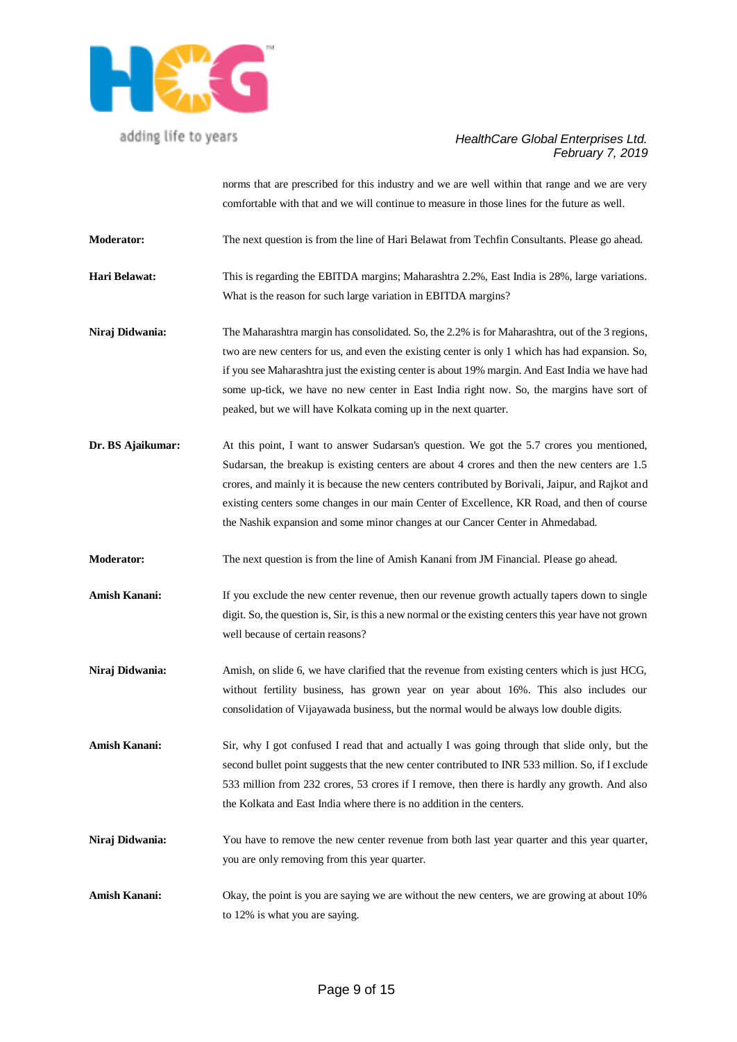norms that are prescribed for this industry and we are well within that range and we are very comfortable with that and we will continue to measure in those lines for the future as well.

**Moderator:** The next question is from the line of Hari Belawat from Techfin Consultants. Please go ahead.

**Hari Belawat:** This is regarding the EBITDA margins; Maharashtra 2.2%, East India is 28%, large variations. What is the reason for such large variation in EBITDA margins?

**Niraj Didwania:** The Maharashtra margin has consolidated. So, the 2.2% is for Maharashtra, out of the 3 regions, two are new centers for us, and even the existing center is only 1 which has had expansion. So, if you see Maharashtra just the existing center is about 19% margin. And East India we have had some up-tick, we have no new center in East India right now. So, the margins have sort of peaked, but we will have Kolkata coming up in the next quarter.

**Dr. BS Ajaikumar:** At this point, I want to answer Sudarsan's question. We got the 5.7 crores you mentioned, Sudarsan, the breakup is existing centers are about 4 crores and then the new centers are 1.5 crores, and mainly it is because the new centers contributed by Borivali, Jaipur, and Rajkot and existing centers some changes in our main Center of Excellence, KR Road, and then of course the Nashik expansion and some minor changes at our Cancer Center in Ahmedabad.

**Moderator:** The next question is from the line of Amish Kanani from JM Financial. Please go ahead.

**Amish Kanani:** If you exclude the new center revenue, then our revenue growth actually tapers down to single digit. So, the question is, Sir, is this a new normal or the existing centers this year have not grown well because of certain reasons?

**Niraj Didwania:** Amish, on slide 6, we have clarified that the revenue from existing centers which is just HCG, without fertility business, has grown year on year about 16%. This also includes our consolidation of Vijayawada business, but the normal would be always low double digits.

**Amish Kanani:** Sir, why I got confused I read that and actually I was going through that slide only, but the second bullet point suggests that the new center contributed to INR 533 million. So, if I exclude 533 million from 232 crores, 53 crores if I remove, then there is hardly any growth. And also the Kolkata and East India where there is no addition in the centers.

**Niraj Didwania:** You have to remove the new center revenue from both last year quarter and this year quarter, you are only removing from this year quarter.

**Amish Kanani:** Okay, the point is you are saying we are without the new centers, we are growing at about 10% to 12% is what you are saying.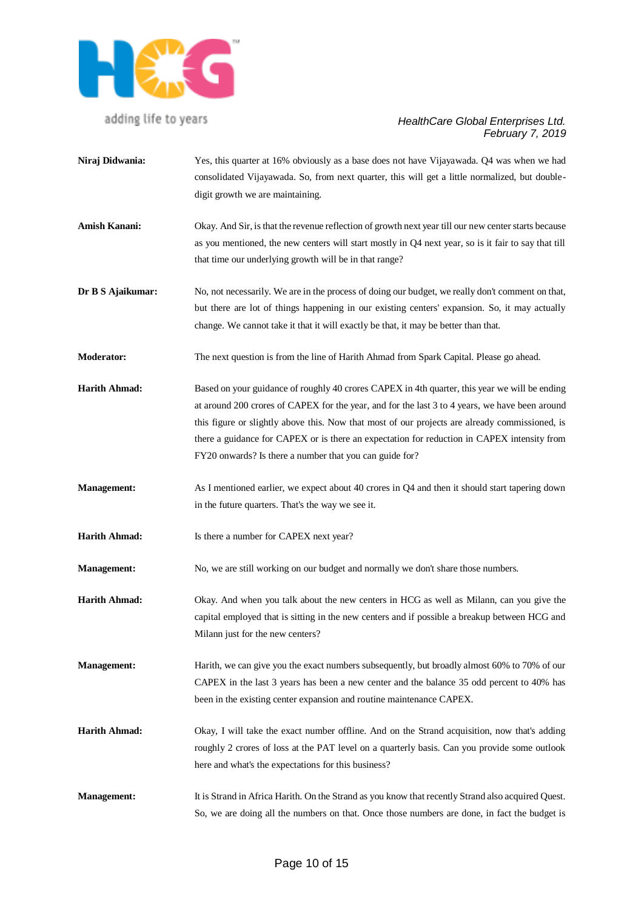**Niraj Didwania:** Yes, this quarter at 16% obviously as a base does not have Vijayawada. Q4 was when we had consolidated Vijayawada. So, from next quarter, this will get a little normalized, but double-digit growth we are maintaining.

**Amish Kanani:** Okay. And Sir, is that the revenue reflection of growth next year till our new center starts because as you mentioned, the new centers will start mostly in Q4 next year, so is it fair to say that till that time our underlying growth will be in that range?

**Dr B S Ajaikumar:** No, not necessarily. We are in the process of doing our budget, we really don't comment on that, but there are lot of things happening in our existing centers' expansion. So, it may actually change. We cannot take it that it will exactly be that, it may be better than that.

**Moderator:** The next question is from the line of Harith Ahmad from Spark Capital. Please go ahead.

**Harith Ahmad:** Based on your guidance of roughly 40 crores CAPEX in 4th quarter, this year we will be ending at around 200 crores of CAPEX for the year, and for the last 3 to 4 years, we have been around this figure or slightly above this. Now that most of our projects are already commissioned, is there a guidance for CAPEX or is there an expectation for reduction in CAPEX intensity from FY20 onwards? Is there a number that you can guide for?

**Management:** As I mentioned earlier, we expect about 40 crores in Q4 and then it should start tapering down in the future quarters. That's the way we see it.

**Harith Ahmad:** Is there a number for CAPEX next year?

**Management:** No, we are still working on our budget and normally we don't share those numbers.

**Harith Ahmad:** Okay. And when you talk about the new centers in HCG as well as Milann, can you give the capital employed that is sitting in the new centers and if possible a breakup between HCG and Milann just for the new centers?

**Management:** Harith, we can give you the exact numbers subsequently, but broadly almost 60% to 70% of our CAPEX in the last 3 years has been a new center and the balance 35 odd percent to 40% has been in the existing center expansion and routine maintenance CAPEX.

**Harith Ahmad:** Okay, I will take the exact number offline. And on the Strand acquisition, now that's adding roughly 2 crores of loss at the PAT level on a quarterly basis. Can you provide some outlook here and what's the expectations for this business?

**Management:** It is Strand in Africa Harith. On the Strand as you know that recently Strand also acquired Quest. So, we are doing all the numbers on that. Once those numbers are done, in fact the budget is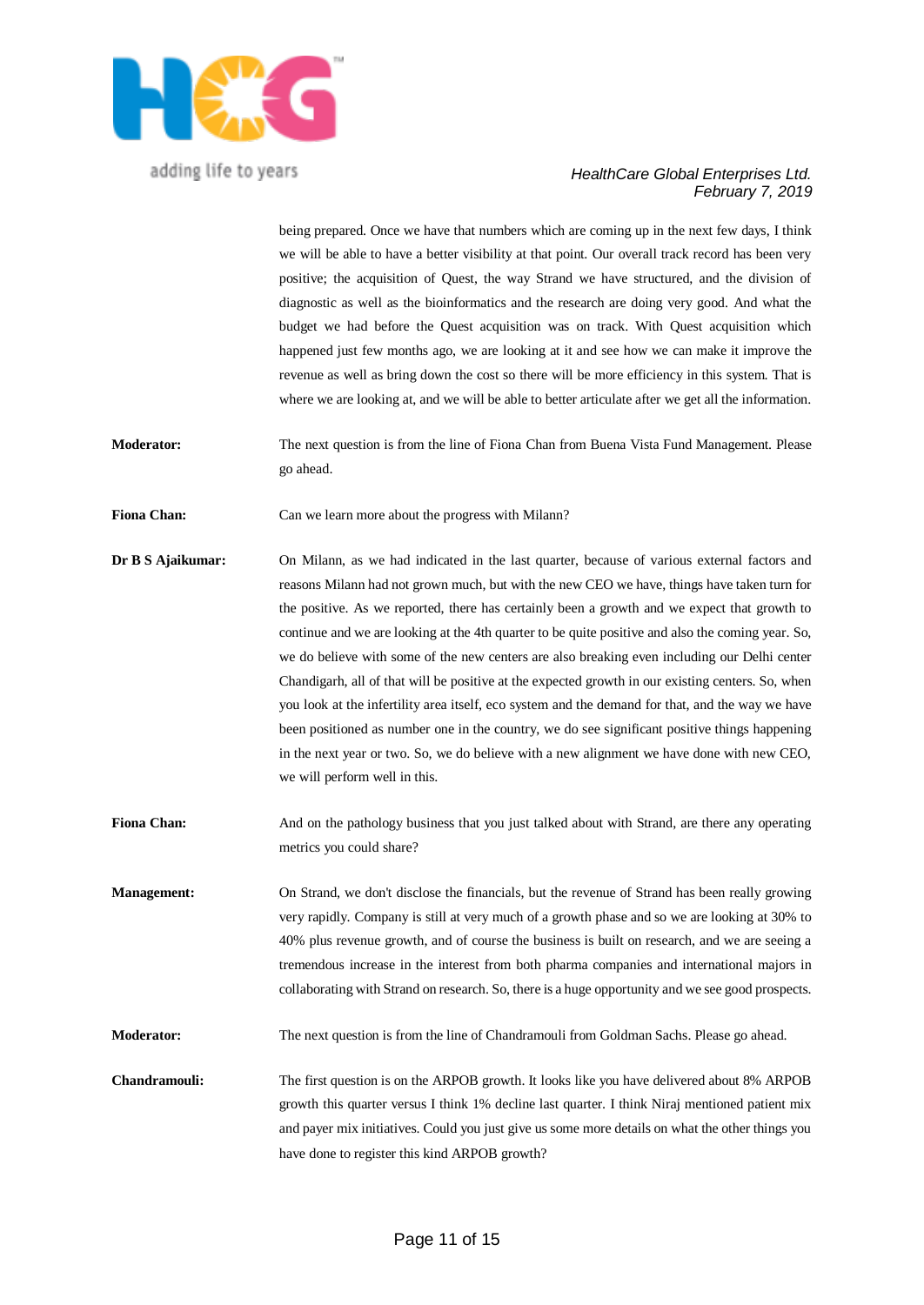being prepared. Once we have that numbers which are coming up in the next few days, I think we will be able to have a better visibility at that point. Our overall track record has been very positive; the acquisition of Quest, the way Strand we have structured, and the division of diagnostic as well as the bioinformatics and the research are doing very good. And what the budget we had before the Quest acquisition was on track. With Quest acquisition which happened just few months ago, we are looking at it and see how we can make it improve the revenue as well as bring down the cost so there will be more efficiency in this system. That is where we are looking at, and we will be able to better articulate after we get all the information.

**Moderator:** The next question is from the line of Fiona Chan from Buena Vista Fund Management. Please go ahead.

**Fiona Chan:** Can we learn more about the progress with Milann?

**Dr B S Ajaikumar:** On Milann, as we had indicated in the last quarter, because of various external factors and reasons Milann had not grown much, but with the new CEO we have, things have taken turn for the positive. As we reported, there has certainly been a growth and we expect that growth to continue and we are looking at the 4th quarter to be quite positive and also the coming year. So, we do believe with some of the new centers are also breaking even including our Delhi center Chandigarh, all of that will be positive at the expected growth in our existing centers. So, when you look at the infertility area itself, eco system and the demand for that, and the way we have been positioned as number one in the country, we do see significant positive things happening in the next year or two. So, we do believe with a new alignment we have done with new CEO, we will perform well in this.

**Fiona Chan:** And on the pathology business that you just talked about with Strand, are there any operating metrics you could share?

**Management:** On Strand, we don't disclose the financials, but the revenue of Strand has been really growing very rapidly. Company is still at very much of a growth phase and so we are looking at 30% to 40% plus revenue growth, and of course the business is built on research, and we are seeing a tremendous increase in the interest from both pharma companies and international majors in collaborating with Strand on research. So, there is a huge opportunity and we see good prospects.

**Moderator:** The next question is from the line of Chandramouli from Goldman Sachs. Please go ahead.

**Chandramouli:** The first question is on the ARPOB growth. It looks like you have delivered about 8% ARPOB growth this quarter versus I think 1% decline last quarter. I think Niraj mentioned patient mix and payer mix initiatives. Could you just give us some more details on what the other things you have done to register this kind ARPOB growth?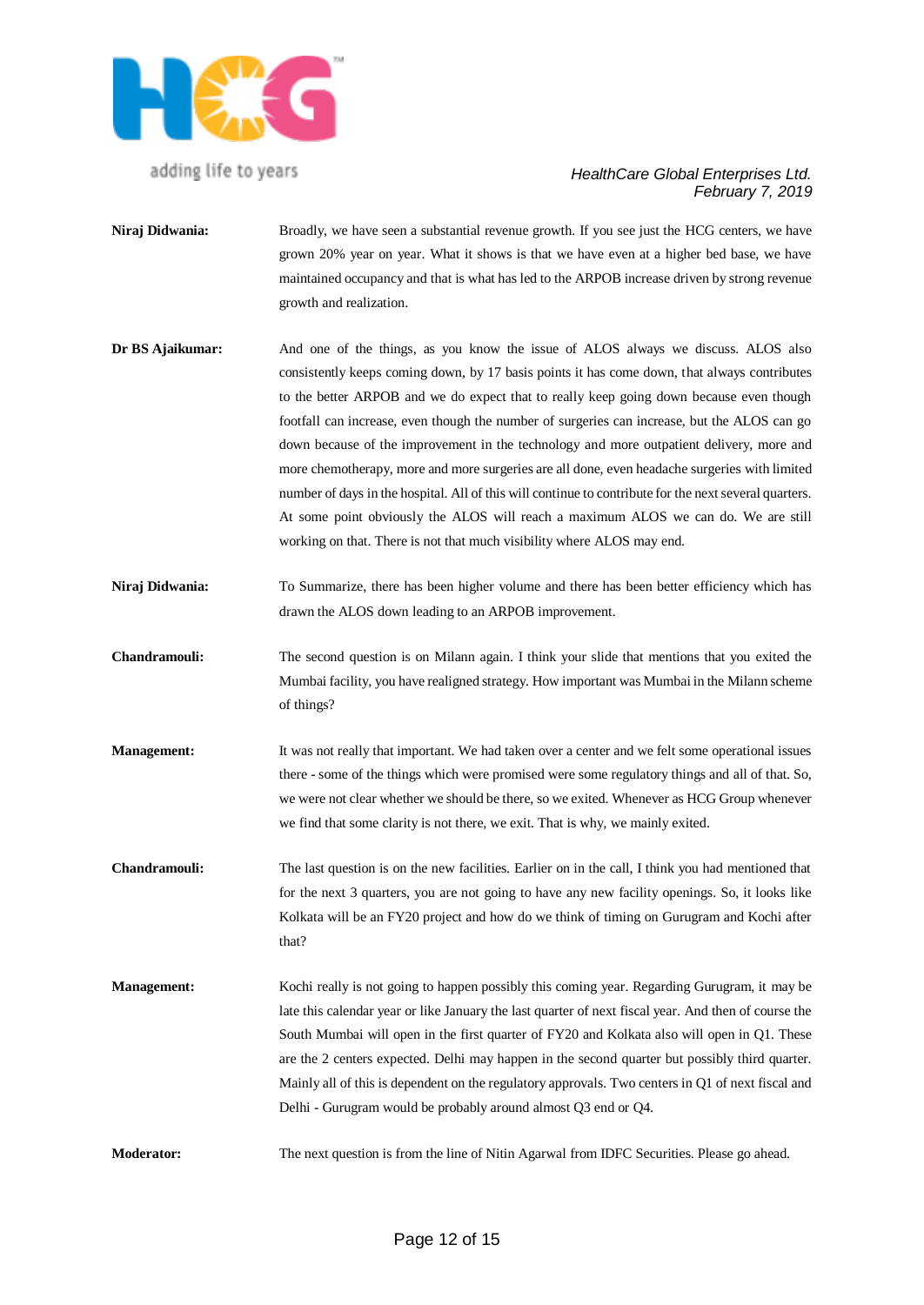**Niraj Didwania:** Broadly, we have seen a substantial revenue growth. If you see just the HCG centers, we have grown 20% year on year. What it shows is that we have even at a higher bed base, we have maintained occupancy and that is what has led to the ARPOB increase driven by strong revenue growth and realization.

**Dr BS Ajaikumar:** And one of the things, as you know the issue of ALOS always we discuss. ALOS also consistently keeps coming down, by 17 basis points it has come down, that always contributes to the better ARPOB and we do expect that to really keep going down because even though footfall can increase, even though the number of surgeries can increase, but the ALOS can go down because of the improvement in the technology and more outpatient delivery, more and more chemotherapy, more and more surgeries are all done, even headache surgeries with limited number of days in the hospital. All of this will continue to contribute for the next several quarters. At some point obviously the ALOS will reach a maximum ALOS we can do. We are still working on that. There is not that much visibility where ALOS may end.

**Niraj Didwania:** To Summarize, there has been higher volume and there has been better efficiency which has drawn the ALOS down leading to an ARPOB improvement.

**Chandramouli:** The second question is on Milann again. I think your slide that mentions that you exited the Mumbai facility, you have realigned strategy. How important was Mumbai in the Milann scheme of things?

**Management:** It was not really that important. We had taken over a center and we felt some operational issues there - some of the things which were promised were some regulatory things and all of that. So, we were not clear whether we should be there, so we exited. Whenever as HCG Group whenever we find that some clarity is not there, we exit. That is why, we mainly exited.

**Chandramouli:** The last question is on the new facilities. Earlier on in the call, I think you had mentioned that for the next 3 quarters, you are not going to have any new facility openings. So, it looks like Kolkata will be an FY20 project and how do we think of timing on Gurugram and Kochi after that?

**Management:** Kochi really is not going to happen possibly this coming year. Regarding Gurugram, it may be late this calendar year or like January the last quarter of next fiscal year. And then of course the South Mumbai will open in the first quarter of FY20 and Kolkata also will open in Q1. These are the 2 centers expected. Delhi may happen in the second quarter but possibly third quarter. Mainly all of this is dependent on the regulatory approvals. Two centers in Q1 of next fiscal and Delhi - Gurugram would be probably around almost Q3 end or Q4.

**Moderator:** The next question is from the line of Nitin Agarwal from IDFC Securities. Please go ahead.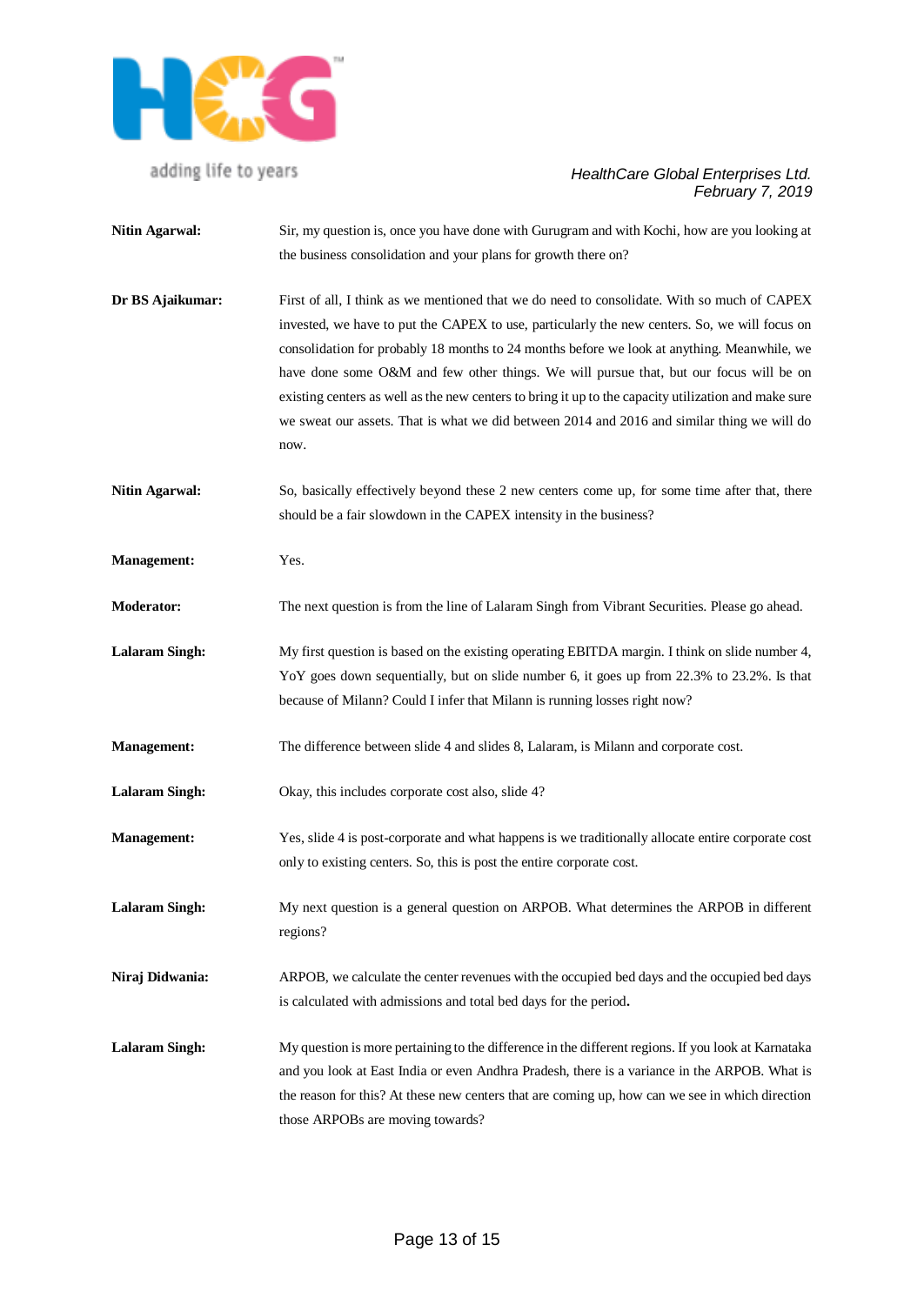**Nitin Agarwal:** Sir, my question is, once you have done with Gurugram and with Kochi, how are you looking at the business consolidation and your plans for growth there on?

**Dr BS Ajaikumar:** First of all, I think as we mentioned that we do need to consolidate. With so much of CAPEX invested, we have to put the CAPEX to use, particularly the new centers. So, we will focus on consolidation for probably 18 months to 24 months before we look at anything. Meanwhile, we have done some O&M and few other things. We will pursue that, but our focus will be on existing centers as well as the new centers to bring it up to the capacity utilization and make sure we sweat our assets. That is what we did between 2014 and 2016 and similar thing we will do now.

**Nitin Agarwal:** So, basically effectively beyond these 2 new centers come up, for some time after that, there should be a fair slowdown in the CAPEX intensity in the business?

**Management:** Yes.

**Moderator:** The next question is from the line of Lalaram Singh from Vibrant Securities. Please go ahead.

**Lalaram Singh:** My first question is based on the existing operating EBITDA margin. I think on slide number 4, YoY goes down sequentially, but on slide number 6, it goes up from 22.3% to 23.2%. Is that because of Milann? Could I infer that Milann is running losses right now?

**Management:** The difference between slide 4 and slides 8, Lalaram, is Milann and corporate cost.

**Lalaram Singh:** Okay, this includes corporate cost also, slide 4?

**Management:** Yes, slide 4 is post-corporate and what happens is we traditionally allocate entire corporate cost only to existing centers. So, this is post the entire corporate cost.

**Lalaram Singh:** My next question is a general question on ARPOB. What determines the ARPOB in different regions?

**Niraj Didwania:** ARPOB, we calculate the center revenues with the occupied bed days and the occupied bed days is calculated with admissions and total bed days for the period**.**

**Lalaram Singh:** My question is more pertaining to the difference in the different regions. If you look at Karnataka and you look at East India or even Andhra Pradesh, there is a variance in the ARPOB. What is the reason for this? At these new centers that are coming up, how can we see in which direction those ARPOBs are moving towards?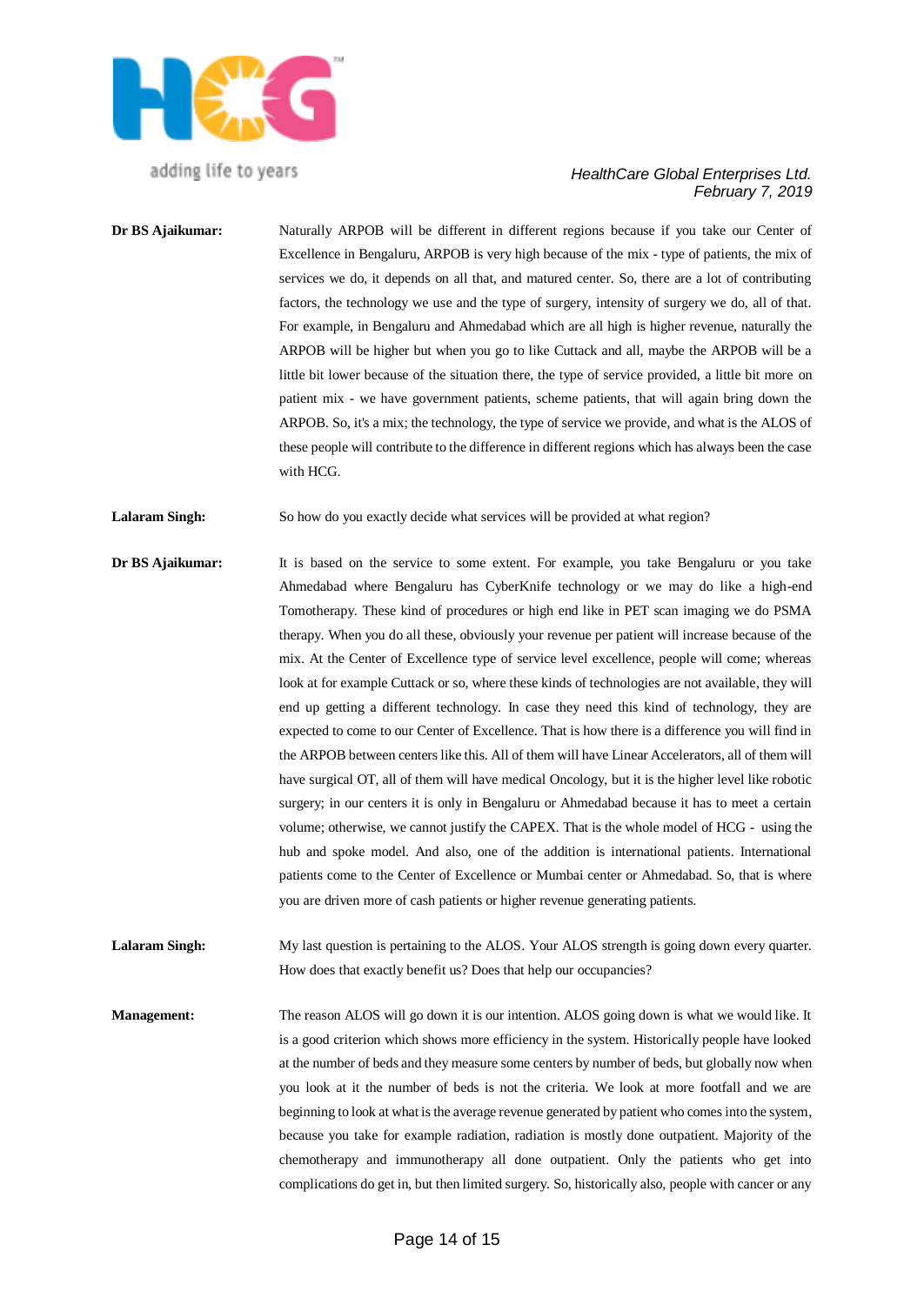**Dr BS Ajaikumar:** Naturally ARPOB will be different in different regions because if you take our Center of Excellence in Bengaluru, ARPOB is very high because of the mix - type of patients, the mix of services we do, it depends on all that, and matured center. So, there are a lot of contributing factors, the technology we use and the type of surgery, intensity of surgery we do, all of that. For example, in Bengaluru and Ahmedabad which are all high is higher revenue, naturally the ARPOB will be higher but when you go to like Cuttack and all, maybe the ARPOB will be a little bit lower because of the situation there, the type of service provided, a little bit more on patient mix - we have government patients, scheme patients, that will again bring down the ARPOB. So, it's a mix; the technology, the type of service we provide, and what is the ALOS of these people will contribute to the difference in different regions which has always been the case with HCG.

**Lalaram Singh:** So how do you exactly decide what services will be provided at what region?

**Dr BS Ajaikumar:** It is based on the service to some extent. For example, you take Bengaluru or you take Ahmedabad where Bengaluru has CyberKnife technology or we may do like a high-end Tomotherapy. These kind of procedures or high end like in PET scan imaging we do PSMA therapy. When you do all these, obviously your revenue per patient will increase because of the mix. At the Center of Excellence type of service level excellence, people will come; whereas look at for example Cuttack or so, where these kinds of technologies are not available, they will end up getting a different technology. In case they need this kind of technology, they are expected to come to our Center of Excellence. That is how there is a difference you will find in the ARPOB between centers like this. All of them will have Linear Accelerators, all of them will have surgical OT, all of them will have medical Oncology, but it is the higher level like robotic surgery; in our centers it is only in Bengaluru or Ahmedabad because it has to meet a certain volume; otherwise, we cannot justify the CAPEX. That is the whole model of HCG - using the hub and spoke model. And also, one of the addition is international patients. International patients come to the Center of Excellence or Mumbai center or Ahmedabad. So, that is where you are driven more of cash patients or higher revenue generating patients.

**Lalaram Singh:** My last question is pertaining to the ALOS. Your ALOS strength is going down every quarter. How does that exactly benefit us? Does that help our occupancies?

**Management:** The reason ALOS will go down it is our intention. ALOS going down is what we would like. It is a good criterion which shows more efficiency in the system. Historically people have looked at the number of beds and they measure some centers by number of beds, but globally now when you look at it the number of beds is not the criteria. We look at more footfall and we are beginning to look at what is the average revenue generated by patient who comes into the system, because you take for example radiation, radiation is mostly done outpatient. Majority of the chemotherapy and immunotherapy all done outpatient. Only the patients who get into complications do get in, but then limited surgery. So, historically also, people with cancer or any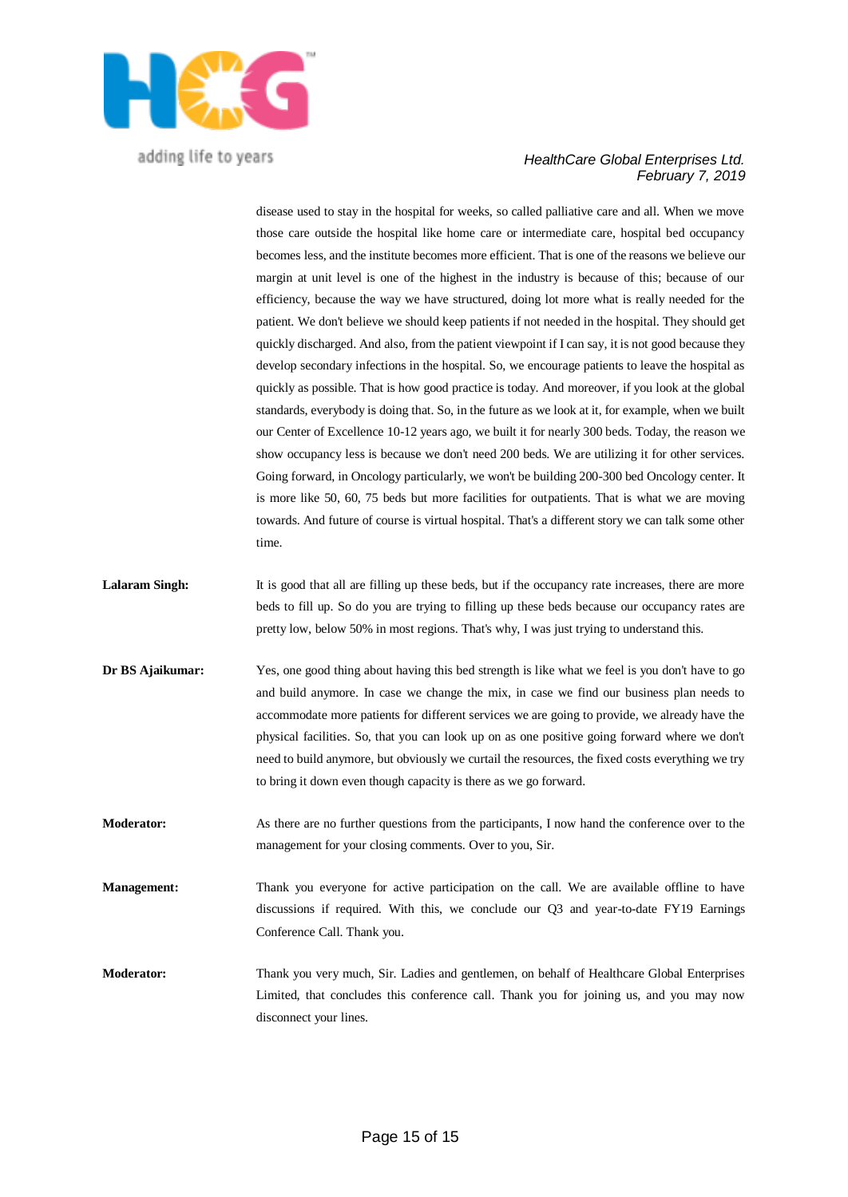disease used to stay in the hospital for weeks, so called palliative care and all. When we move those care outside the hospital like home care or intermediate care, hospital bed occupancy becomes less, and the institute becomes more efficient. That is one of the reasons we believe our margin at unit level is one of the highest in the industry is because of this; because of our efficiency, because the way we have structured, doing lot more what is really needed for the patient. We don't believe we should keep patients if not needed in the hospital. They should get quickly discharged. And also, from the patient viewpoint if I can say, it is not good because they develop secondary infections in the hospital. So, we encourage patients to leave the hospital as quickly as possible. That is how good practice is today. And moreover, if you look at the global standards, everybody is doing that. So, in the future as we look at it, for example, when we built our Center of Excellence 10-12 years ago, we built it for nearly 300 beds. Today, the reason we show occupancy less is because we don't need 200 beds. We are utilizing it for other services. Going forward, in Oncology particularly, we won't be building 200-300 bed Oncology center. It is more like 50, 60, 75 beds but more facilities for outpatients. That is what we are moving towards. And future of course is virtual hospital. That's a different story we can talk some other time.

**Lalaram Singh:** It is good that all are filling up these beds, but if the occupancy rate increases, there are more beds to fill up. So do you are trying to filling up these beds because our occupancy rates are pretty low, below 50% in most regions. That's why, I was just trying to understand this.

**Dr BS Ajaikumar:** Yes, one good thing about having this bed strength is like what we feel is you don't have to go and build anymore. In case we change the mix, in case we find our business plan needs to accommodate more patients for different services we are going to provide, we already have the physical facilities. So, that you can look up on as one positive going forward where we don't need to build anymore, but obviously we curtail the resources, the fixed costs everything we try to bring it down even though capacity is there as we go forward.

**Moderator:** As there are no further questions from the participants, I now hand the conference over to the management for your closing comments. Over to you, Sir.

**Management:** Thank you everyone for active participation on the call. We are available offline to have discussions if required. With this, we conclude our Q3 and year-to-date FY19 Earnings Conference Call. Thank you.

**Moderator:** Thank you very much, Sir. Ladies and gentlemen, on behalf of Healthcare Global Enterprises Limited, that concludes this conference call. Thank you for joining us, and you may now disconnect your lines.